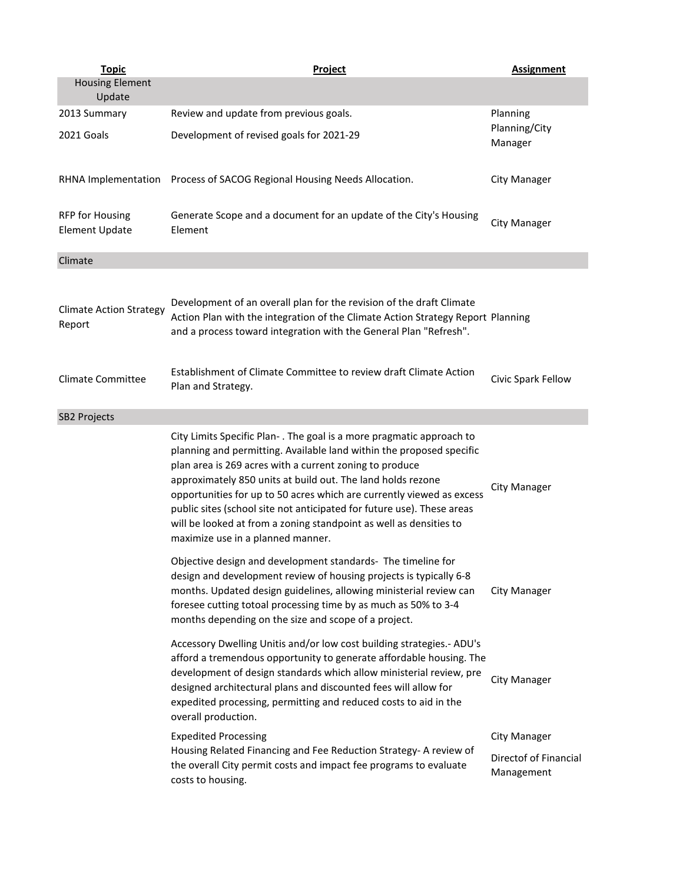| Topic | Project | Assignment |
|---|---|---|
| Housing Element Update | | |
| 2013 Summary | Review and update from previous goals. | Planning |
| 2021 Goals | Development of revised goals for 2021-29 | Planning/City Manager |
| RHNA Implementation | Process of SACOG Regional Housing Needs Allocation. | City Manager |
| RFP for Housing Element Update | Generate Scope and a document for an update of the City's Housing Element | City Manager |
| Climate | | |
| Climate Action Strategy Report | Development of an overall plan for the revision of the draft Climate Action Plan with the integration of the Climate Action Strategy Report and a process toward integration with the General Plan "Refresh". | Planning |
| Climate Committee | Establishment of Climate Committee to review draft Climate Action Plan and Strategy. | Civic Spark Fellow |
| SB2 Projects | | |
| | City Limits Specific Plan- . The goal is a more pragmatic approach to planning and permitting. Available land within the proposed specific plan area is 269 acres with a current zoning to produce approximately 850 units at build out. The land holds rezone opportunities for up to 50 acres which are currently viewed as excess public sites (school site not anticipated for future use). These areas will be looked at from a zoning standpoint as well as densities to maximize use in a planned manner. | City Manager |
| | Objective design and development standards- The timeline for design and development review of housing projects is typically 6-8 months. Updated design guidelines, allowing ministerial review can foresee cutting totoal processing time by as much as 50% to 3-4 months depending on the size and scope of a project. | City Manager |
| | Accessory Dwelling Unitis and/or low cost building strategies.- ADU's afford a tremendous opportunity to generate affordable housing. The development of design standards which allow ministerial review, pre designed architectural plans and discounted fees will allow for expedited processing, permitting and reduced costs to aid in the overall production. | City Manager |
| | Expedited Processing | City Manager |
| | Housing Related Financing and Fee Reduction Strategy- A review of the overall City permit costs and impact fee programs to evaluate costs to housing. | Directof of Financial Management |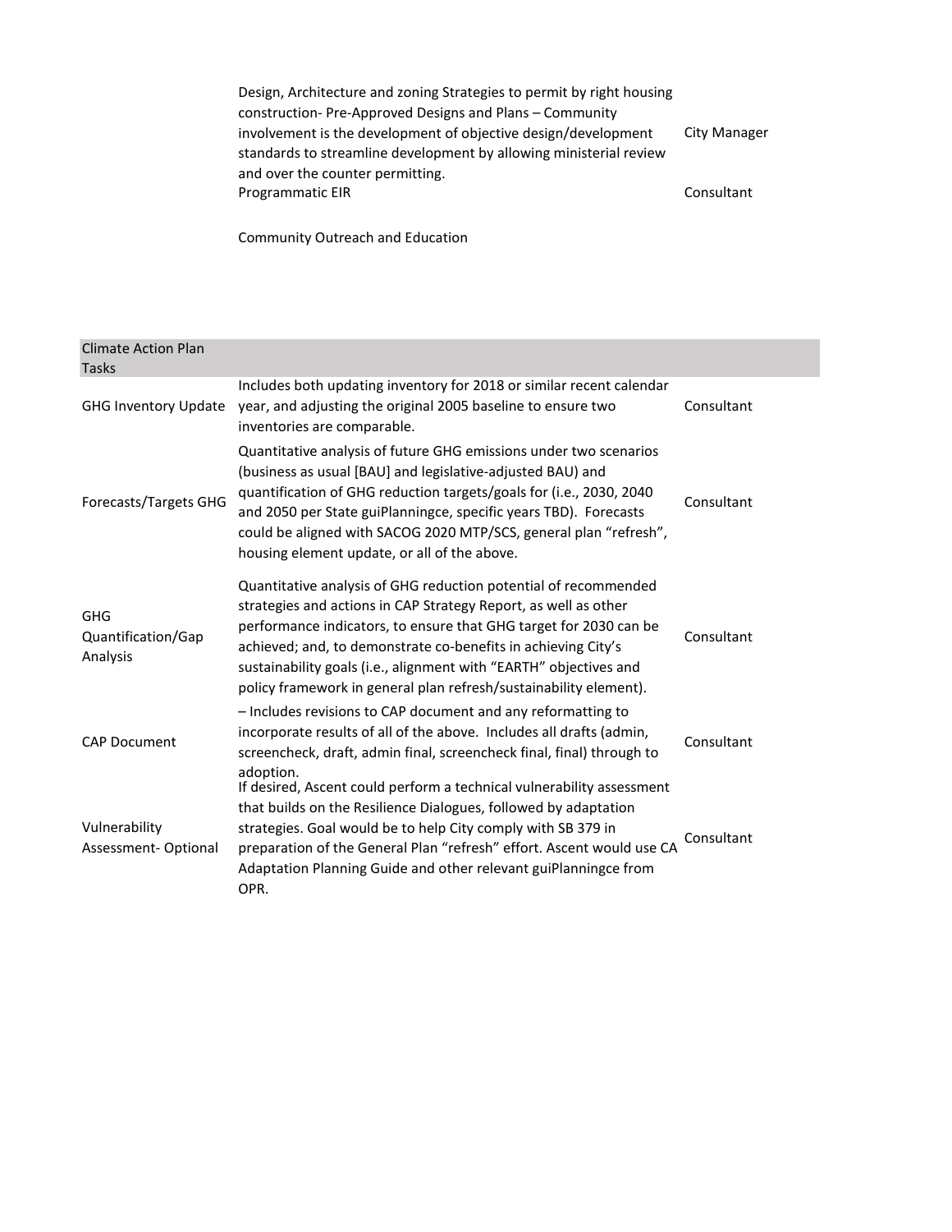| | | |
|---|---|---|
| | Design, Architecture and zoning Strategies to permit by right housing construction- Pre-Approved Designs and Plans – Community involvement is the development of objective design/development standards to streamline development by allowing ministerial review and over the counter permitting. | City Manager |
| | Programmatic EIR | Consultant |
| | Community Outreach and Education | |

| Climate Action Plan Tasks | | |
|---|---|---|
| GHG Inventory Update | Includes both updating inventory for 2018 or similar recent calendar year, and adjusting the original 2005 baseline to ensure two inventories are comparable. | Consultant |
| Forecasts/Targets GHG | Quantitative analysis of future GHG emissions under two scenarios (business as usual [BAU] and legislative-adjusted BAU) and quantification of GHG reduction targets/goals for (i.e., 2030, 2040 and 2050 per State guiPlanningce, specific years TBD). Forecasts could be aligned with SACOG 2020 MTP/SCS, general plan "refresh", housing element update, or all of the above. | Consultant |
| GHG Quantification/Gap Analysis | Quantitative analysis of GHG reduction potential of recommended strategies and actions in CAP Strategy Report, as well as other performance indicators, to ensure that GHG target for 2030 can be achieved; and, to demonstrate co-benefits in achieving City's sustainability goals (i.e., alignment with "EARTH" objectives and policy framework in general plan refresh/sustainability element). | Consultant |
| CAP Document | – Includes revisions to CAP document and any reformatting to incorporate results of all of the above. Includes all drafts (admin, screencheck, draft, admin final, screencheck final, final) through to adoption. | Consultant |
| Vulnerability Assessment- Optional | If desired, Ascent could perform a technical vulnerability assessment that builds on the Resilience Dialogues, followed by adaptation strategies. Goal would be to help City comply with SB 379 in preparation of the General Plan "refresh" effort. Ascent would use CA Adaptation Planning Guide and other relevant guiPlanningce from OPR. | Consultant |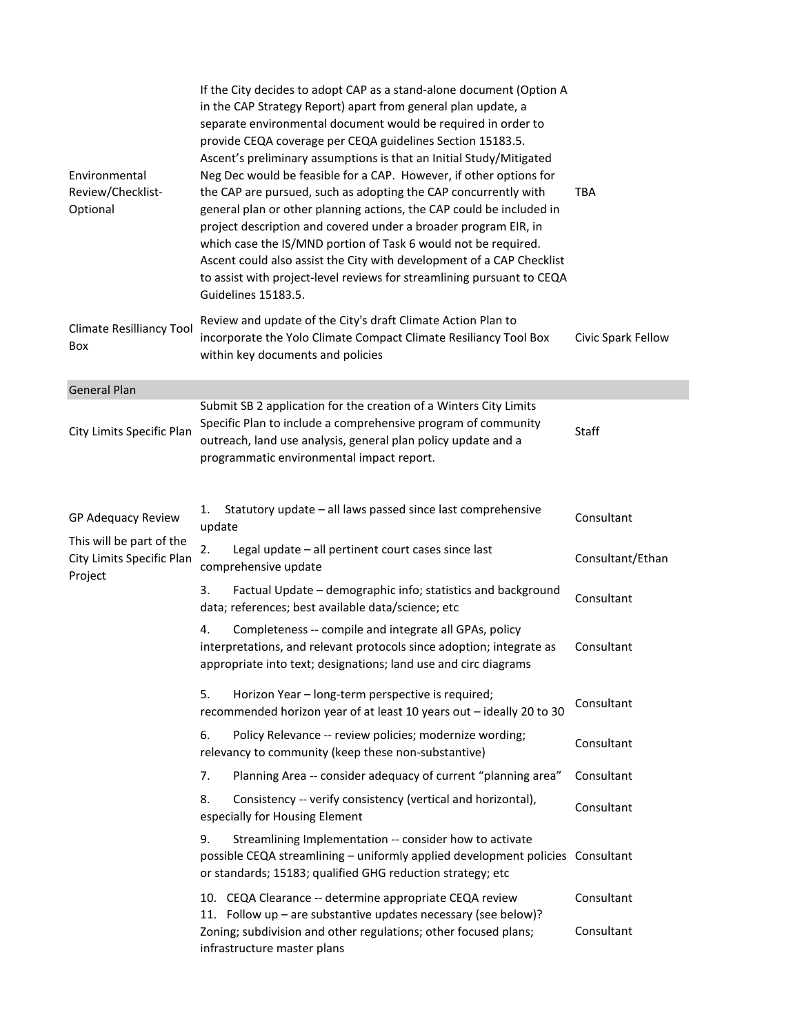| | | |
|---|---|---|
| Environmental Review/Checklist-Optional | If the City decides to adopt CAP as a stand-alone document (Option A in the CAP Strategy Report) apart from general plan update, a separate environmental document would be required in order to provide CEQA coverage per CEQA guidelines Section 15183.5. Ascent's preliminary assumptions is that an Initial Study/Mitigated Neg Dec would be feasible for a CAP. However, if other options for the CAP are pursued, such as adopting the CAP concurrently with general plan or other planning actions, the CAP could be included in project description and covered under a broader program EIR, in which case the IS/MND portion of Task 6 would not be required. Ascent could also assist the City with development of a CAP Checklist to assist with project-level reviews for streamlining pursuant to CEQA Guidelines 15183.5. | TBA |
| Climate Resilliancy Tool Box | Review and update of the City's draft Climate Action Plan to incorporate the Yolo Climate Compact Climate Resiliancy Tool Box within key documents and policies | Civic Spark Fellow |
| **General Plan** | | |
| City Limits Specific Plan | Submit SB 2 application for the creation of a Winters City Limits Specific Plan to include a comprehensive program of community outreach, land use analysis, general plan policy update and a programmatic environmental impact report. | Staff |
| GP Adequacy Review | 1. Statutory update – all laws passed since last comprehensive update | Consultant |
| This will be part of the City Limits Specific Plan Project | 2. Legal update – all pertinent court cases since last comprehensive update | Consultant/Ethan |
| | 3. Factual Update – demographic info; statistics and background data; references; best available data/science; etc | Consultant |
| | 4. Completeness -- compile and integrate all GPAs, policy interpretations, and relevant protocols since adoption; integrate as appropriate into text; designations; land use and circ diagrams | Consultant |
| | 5. Horizon Year – long-term perspective is required; recommended horizon year of at least 10 years out – ideally 20 to 30 | Consultant |
| | 6. Policy Relevance -- review policies; modernize wording; relevancy to community (keep these non-substantive) | Consultant |
| | 7. Planning Area -- consider adequacy of current "planning area" | Consultant |
| | 8. Consistency -- verify consistency (vertical and horizontal), especially for Housing Element | Consultant |
| | 9. Streamlining Implementation -- consider how to activate possible CEQA streamlining – uniformly applied development policies or standards; 15183; qualified GHG reduction strategy; etc | Consultant |
| | 10. CEQA Clearance -- determine appropriate CEQA review | Consultant |
| | 11. Follow up – are substantive updates necessary (see below)? Zoning; subdivision and other regulations; other focused plans; infrastructure master plans | Consultant |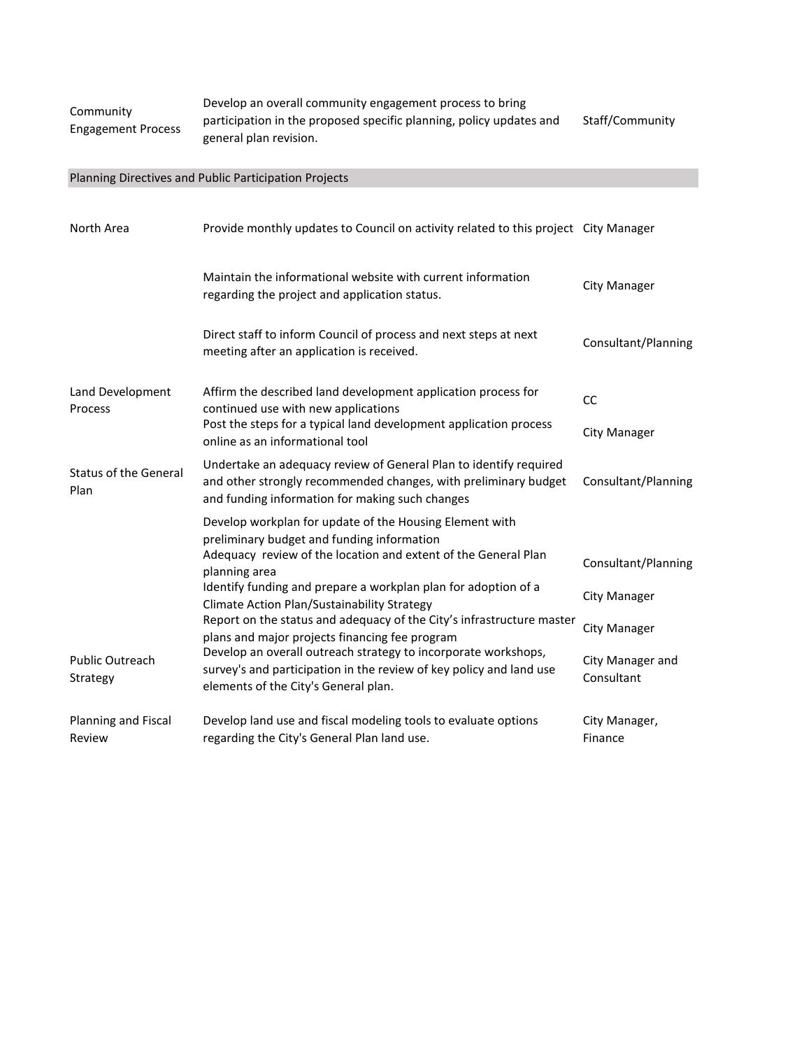| | | |
|---|---|---|
| Community Engagement Process | Develop an overall community engagement process to bring participation in the proposed specific planning, policy updates and general plan revision. | Staff/Community |
| **Planning Directives and Public Participation Projects** | | |
| North Area | Provide monthly updates to Council on activity related to this project | City Manager |
| | Maintain the informational website with current information regarding the project and application status. | City Manager |
| | Direct staff to inform Council of process and next steps at next meeting after an application is received. | Consultant/Planning |
| Land Development Process | Affirm the described land development application process for continued use with new applications | CC |
| | Post the steps for a typical land development application process online as an informational tool | City Manager |
| Status of the General Plan | Undertake an adequacy review of General Plan to identify required and other strongly recommended changes, with preliminary budget and funding information for making such changes | Consultant/Planning |
| | Develop workplan for update of the Housing Element with preliminary budget and funding information | |
| | Adequacy review of the location and extent of the General Plan planning area | Consultant/Planning |
| | Identify funding and prepare a workplan plan for adoption of a Climate Action Plan/Sustainability Strategy | City Manager |
| | Report on the status and adequacy of the City's infrastructure master plans and major projects financing fee program | City Manager |
| Public Outreach Strategy | Develop an overall outreach strategy to incorporate workshops, survey's and participation in the review of key policy and land use elements of the City's General plan. | City Manager and Consultant |
| Planning and Fiscal Review | Develop land use and fiscal modeling tools to evaluate options regarding the City's General Plan land use. | City Manager, Finance |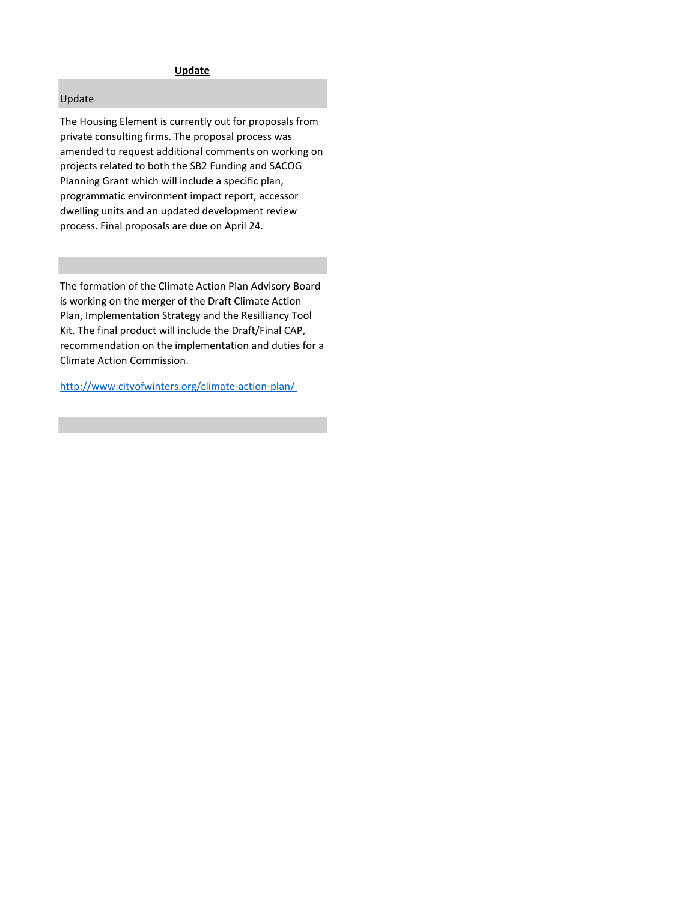**Update**

Update

The Housing Element is currently out for proposals from private consulting firms. The proposal process was amended to request additional comments on working on projects related to both the SB2 Funding and SACOG Planning Grant which will include a specific plan, programmatic environment impact report, accessor dwelling units and an updated development review process. Final proposals are due on April 24.

The formation of the Climate Action Plan Advisory Board is working on the merger of the Draft Climate Action Plan, Implementation Strategy and the Resilliancy Tool Kit. The final product will include the Draft/Final CAP, recommendation on the implementation and duties for a Climate Action Commission.

http://www.cityofwinters.org/climate-action-plan/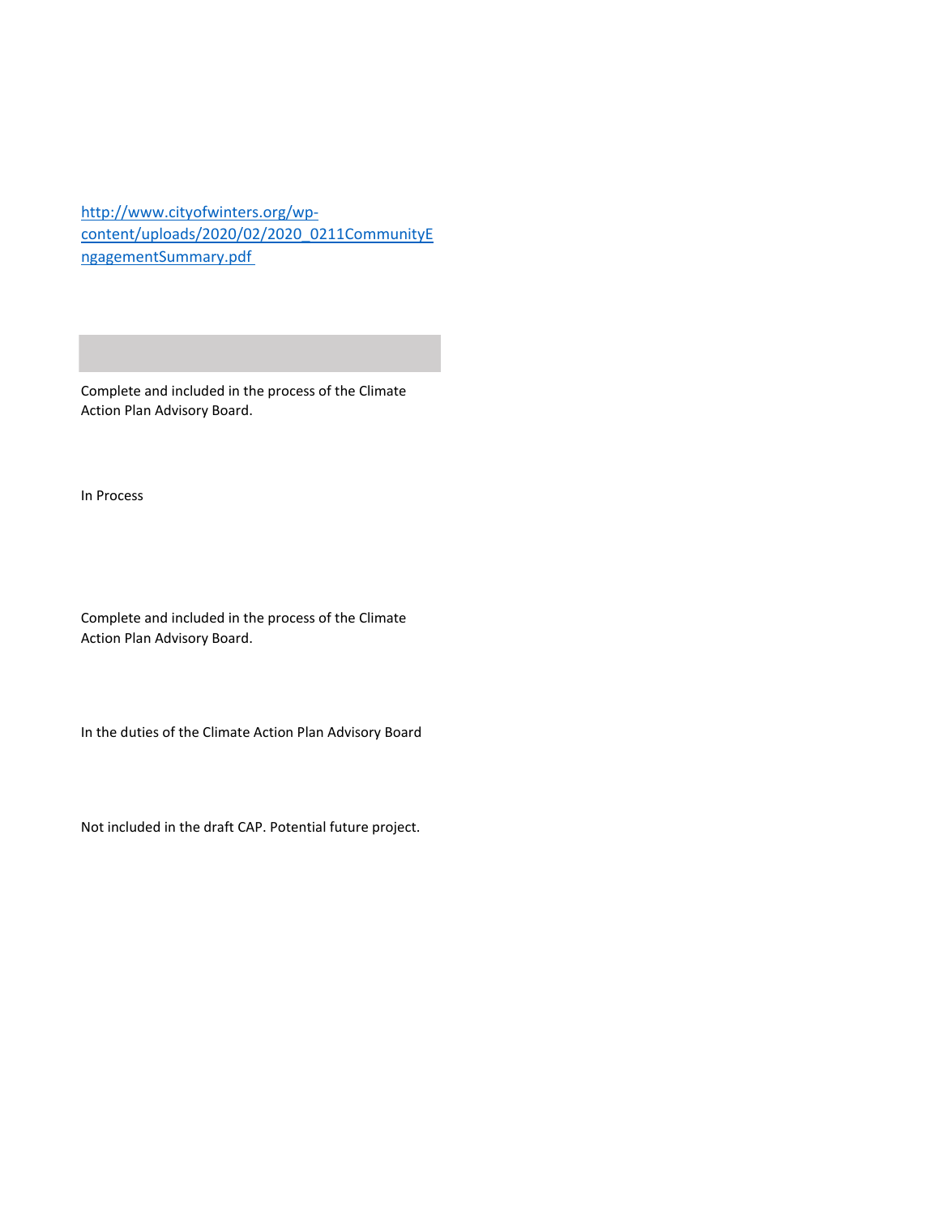http://www.cityofwinters.org/wp-content/uploads/2020/02/2020_0211CommunityEngagementSummary.pdf

Complete and included in the process of the Climate Action Plan Advisory Board.

In Process

Complete and included in the process of the Climate Action Plan Advisory Board.

In the duties of the Climate Action Plan Advisory Board

Not included in the draft CAP. Potential future project.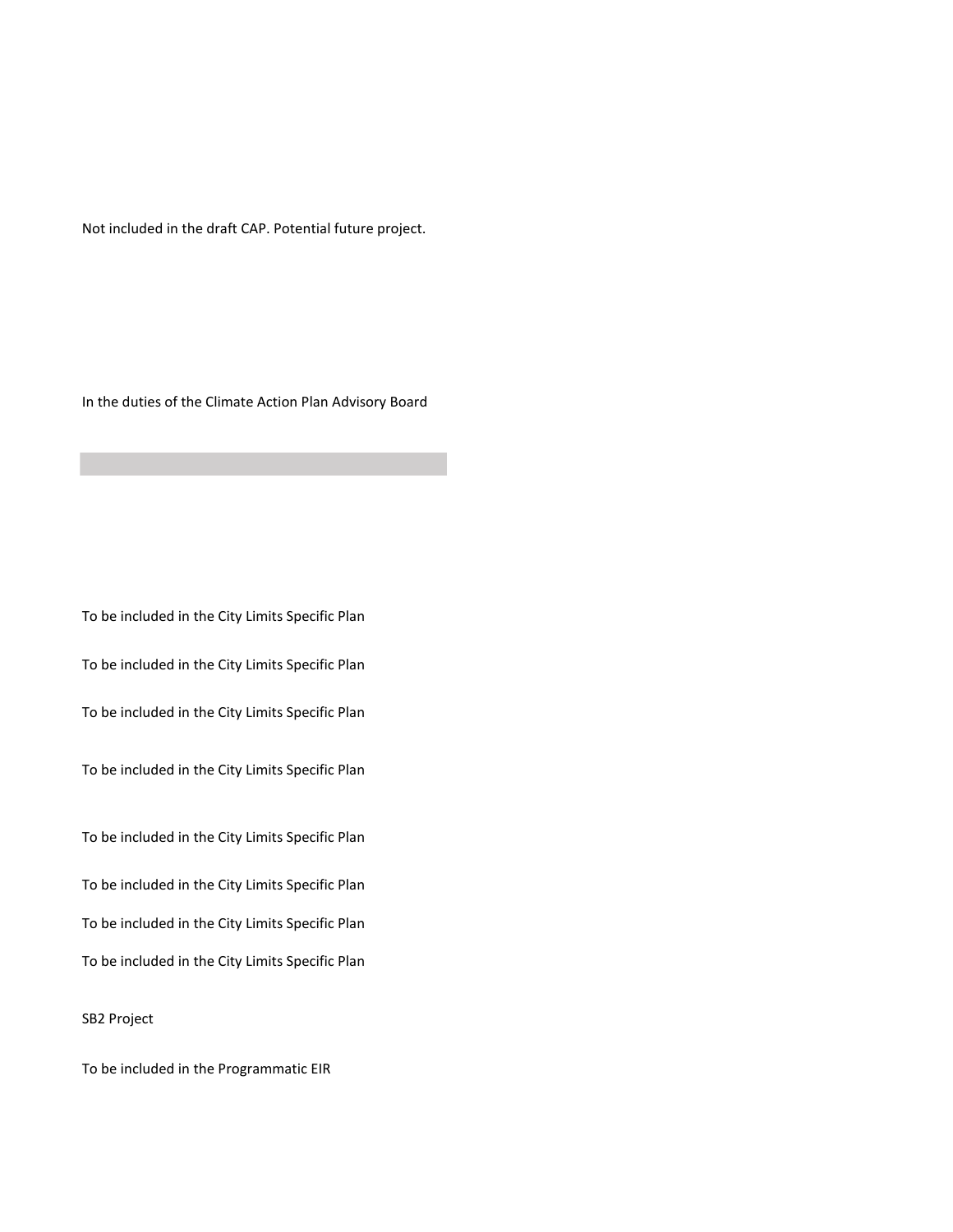Not included in the draft CAP. Potential future project.

In the duties of the Climate Action Plan Advisory Board

To be included in the City Limits Specific Plan

To be included in the City Limits Specific Plan

To be included in the City Limits Specific Plan

To be included in the City Limits Specific Plan

To be included in the City Limits Specific Plan

To be included in the City Limits Specific Plan

To be included in the City Limits Specific Plan

To be included in the City Limits Specific Plan

SB2 Project

To be included in the Programmatic EIR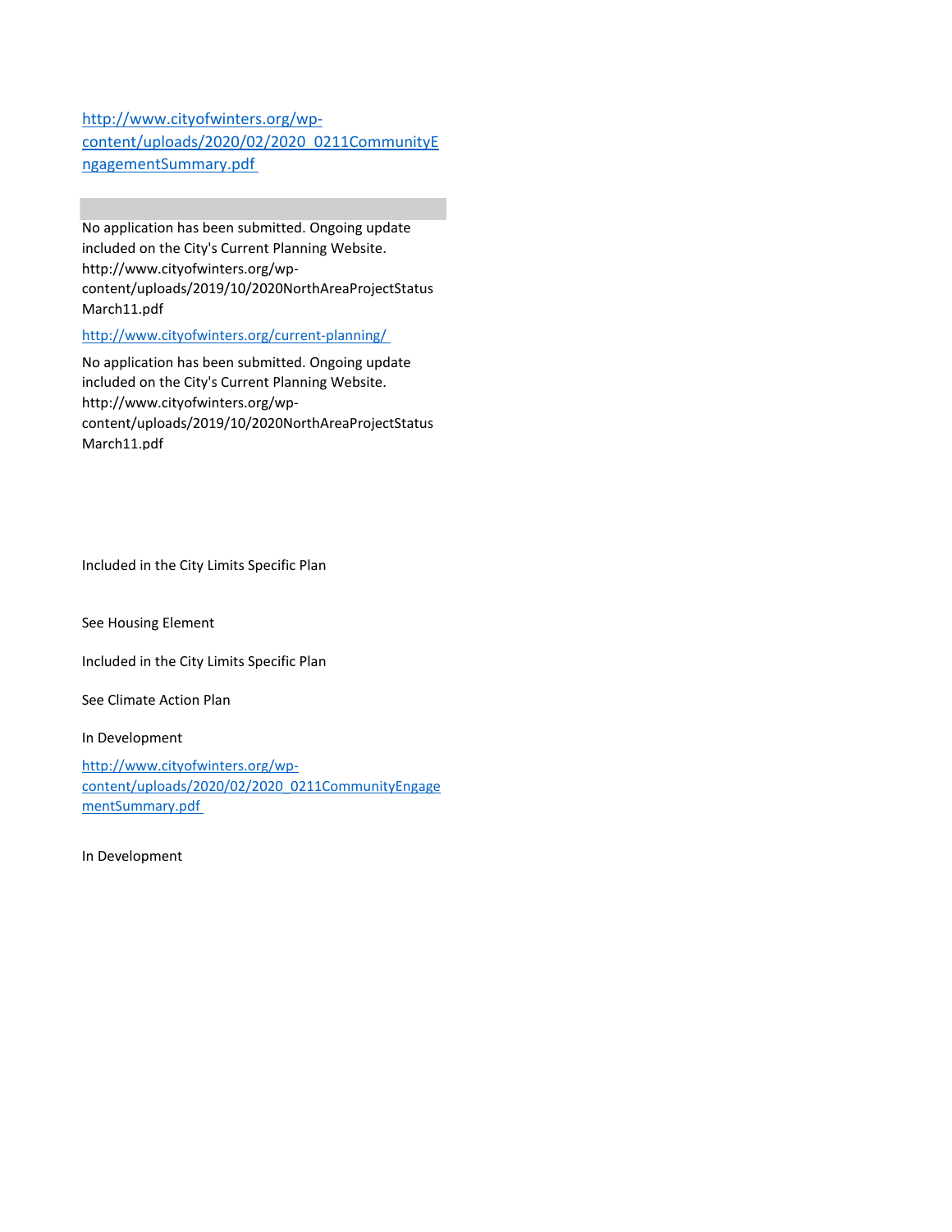http://www.cityofwinters.org/wp-content/uploads/2020/02/2020_0211CommunityEngagementSummary.pdf

No application has been submitted. Ongoing update included on the City's Current Planning Website. http://www.cityofwinters.org/wp-content/uploads/2019/10/2020NorthAreaProjectStatusMarch11.pdf

http://www.cityofwinters.org/current-planning/

No application has been submitted. Ongoing update included on the City's Current Planning Website. http://www.cityofwinters.org/wp-content/uploads/2019/10/2020NorthAreaProjectStatusMarch11.pdf

Included in the City Limits Specific Plan

See Housing Element

Included in the City Limits Specific Plan

See Climate Action Plan

In Development

http://www.cityofwinters.org/wp-content/uploads/2020/02/2020_0211CommunityEngagementSummary.pdf

In Development